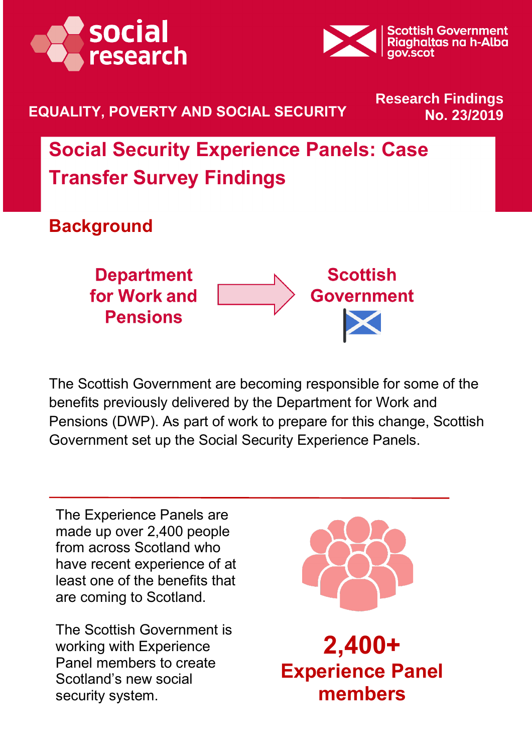social research

Scottish Government
Riaghaltas na h-Alba
gov.scot

EQUALITY, POVERTY AND SOCIAL SECURITY

Research Findings
No. 23/2019

# Social Security Experience Panels: Case Transfer Survey Findings

## Background

**Department for Work and Pensions** → **Scottish Government**

The Scottish Government are becoming responsible for some of the benefits previously delivered by the Department for Work and Pensions (DWP). As part of work to prepare for this change, Scottish Government set up the Social Security Experience Panels.

---

The Experience Panels are made up over 2,400 people from across Scotland who have recent experience of at least one of the benefits that are coming to Scotland.

The Scottish Government is working with Experience Panel members to create Scotland's new social security system.

**2,400+**
**Experience Panel members**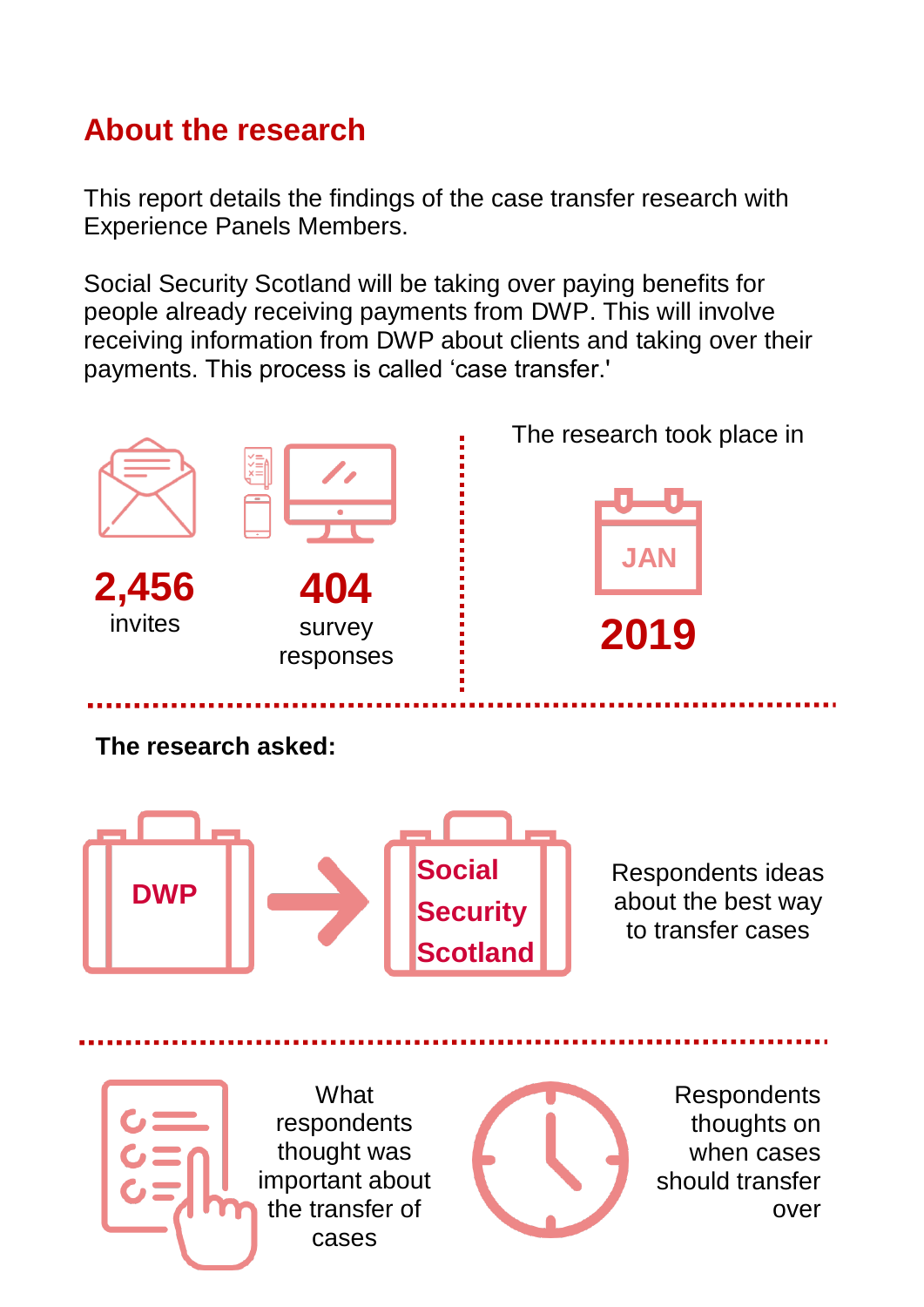## About the research

This report details the findings of the case transfer research with Experience Panels Members.

Social Security Scotland will be taking over paying benefits for people already receiving payments from DWP. This will involve receiving information from DWP about clients and taking over their payments. This process is called 'case transfer.'

**2,456** invites

**404** survey responses

The research took place in JAN **2019**

**The research asked:**

DWP → Social Security Scotland

Respondents ideas about the best way to transfer cases

What respondents thought was important about the transfer of cases

Respondents thoughts on when cases should transfer over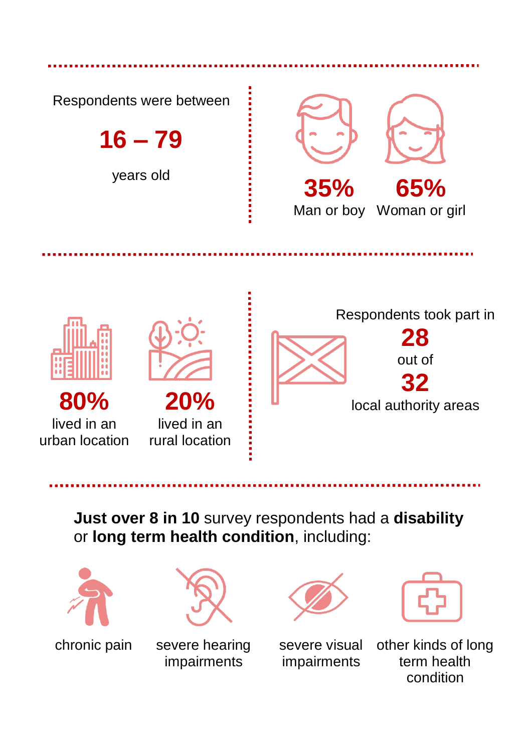Respondents were between

**16 – 79**

years old

**35%**
Man or boy

**65%**
Woman or girl

**80%**
lived in an urban location

**20%**
lived in an rural location

Respondents took part in

**28**

out of

**32**

local authority areas

**Just over 8 in 10** survey respondents had a **disability** or **long term health condition**, including:

- chronic pain
- severe hearing impairments
- severe visual impairments
- other kinds of long term health condition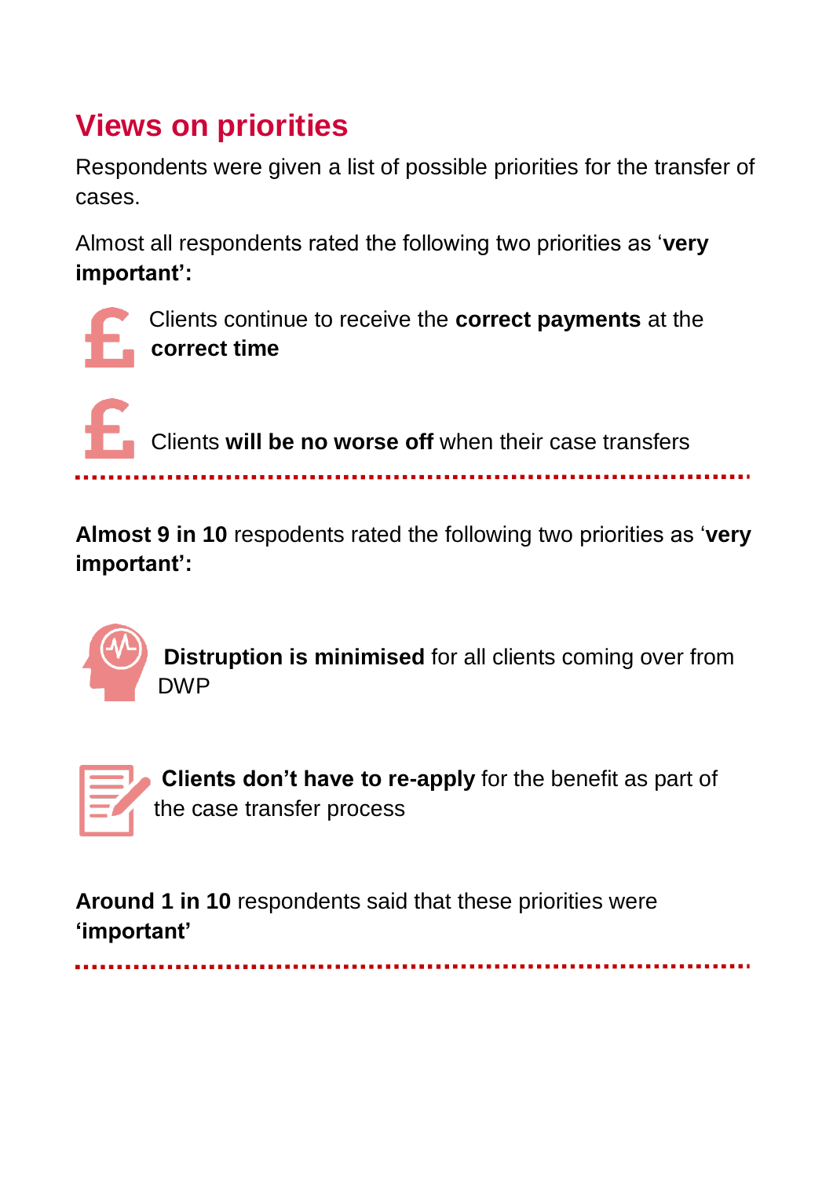## Views on priorities

Respondents were given a list of possible priorities for the transfer of cases.

Almost all respondents rated the following two priorities as '**very important':**

- Clients continue to receive the **correct payments** at the **correct time**
- Clients **will be no worse off** when their case transfers

---

**Almost 9 in 10** respodents rated the following two priorities as '**very important':**

- **Distruption is minimised** for all clients coming over from DWP
- **Clients don't have to re-apply** for the benefit as part of the case transfer process

**Around 1 in 10** respondents said that these priorities were **'important'**

---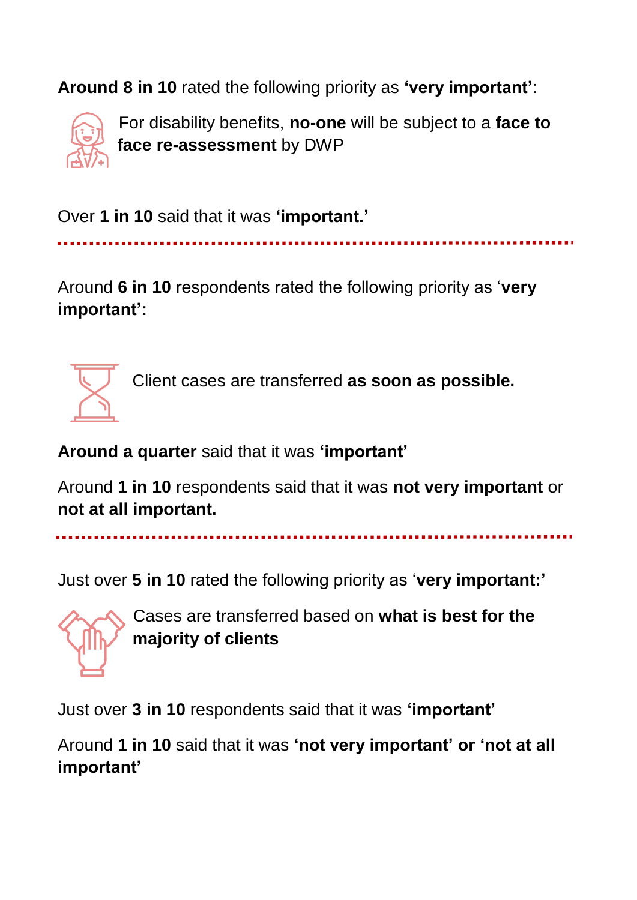**Around 8 in 10** rated the following priority as **'very important'**:

For disability benefits, **no-one** will be subject to a **face to face re-assessment** by DWP

Over **1 in 10** said that it was **'important.'**

---

Around **6 in 10** respondents rated the following priority as '**very important':**

Client cases are transferred **as soon as possible.**

**Around a quarter** said that it was **'important'**

Around **1 in 10** respondents said that it was **not very important** or **not at all important.**

---

Just over **5 in 10** rated the following priority as '**very important:'**

Cases are transferred based on **what is best for the majority of clients**

Just over **3 in 10** respondents said that it was **'important'**

Around **1 in 10** said that it was **'not very important' or 'not at all important'**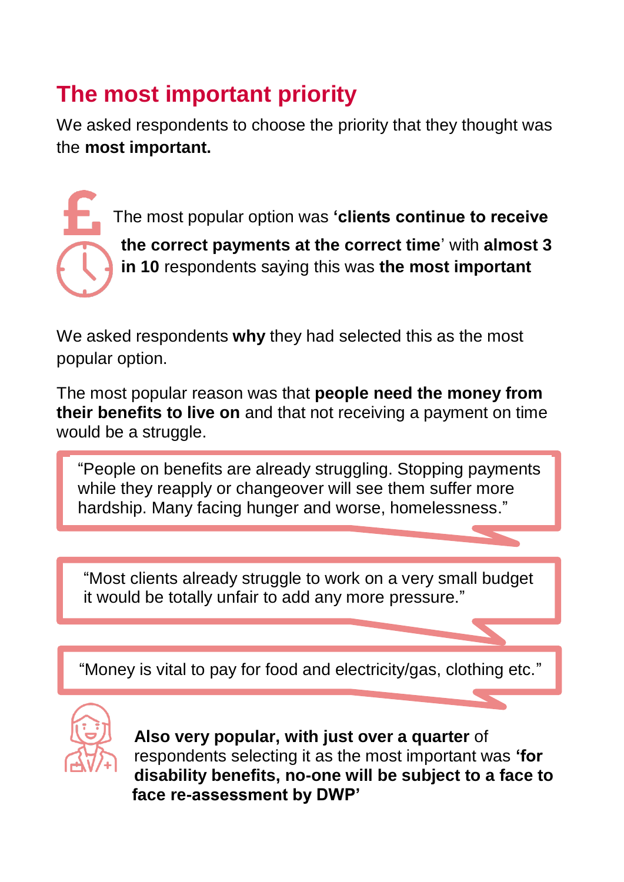## The most important priority

We asked respondents to choose the priority that they thought was the **most important.**

The most popular option was **'clients continue to receive the correct payments at the correct time'** with **almost 3 in 10** respondents saying this was **the most important**

We asked respondents **why** they had selected this as the most popular option.

The most popular reason was that **people need the money from their benefits to live on** and that not receiving a payment on time would be a struggle.

> "People on benefits are already struggling. Stopping payments while they reapply or changeover will see them suffer more hardship. Many facing hunger and worse, homelessness."

> "Most clients already struggle to work on a very small budget it would be totally unfair to add any more pressure."

> "Money is vital to pay for food and electricity/gas, clothing etc."

**Also very popular, with just over a quarter** of respondents selecting it as the most important was **'for disability benefits, no-one will be subject to a face to face re-assessment by DWP'**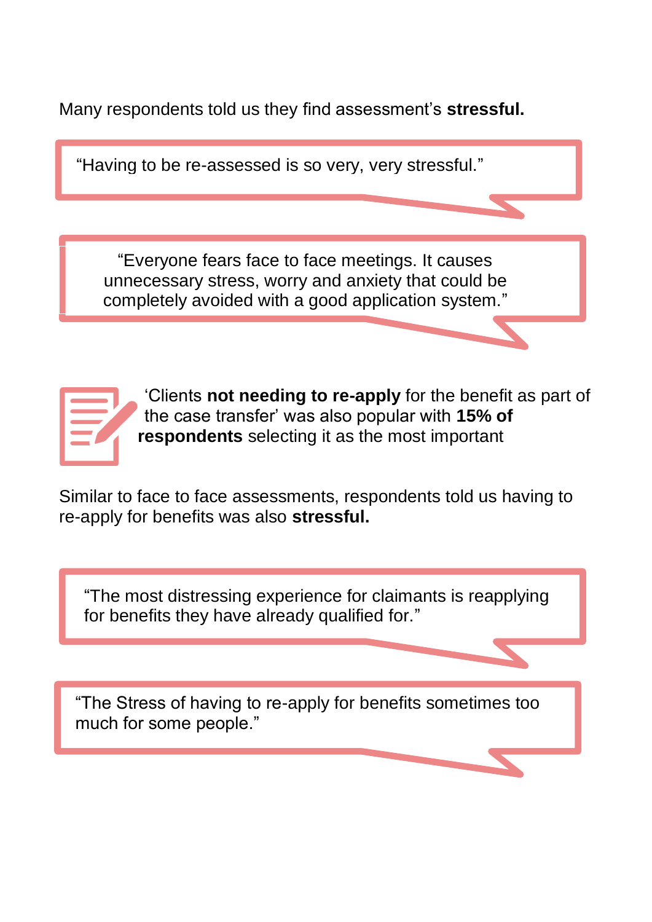Many respondents told us they find assessment's **stressful.**

> "Having to be re-assessed is so very, very stressful."

> "Everyone fears face to face meetings. It causes unnecessary stress, worry and anxiety that could be completely avoided with a good application system."

'Clients **not needing to re-apply** for the benefit as part of the case transfer' was also popular with **15% of respondents** selecting it as the most important

Similar to face to face assessments, respondents told us having to re-apply for benefits was also **stressful.**

> "The most distressing experience for claimants is reapplying for benefits they have already qualified for."

> "The Stress of having to re-apply for benefits sometimes too much for some people."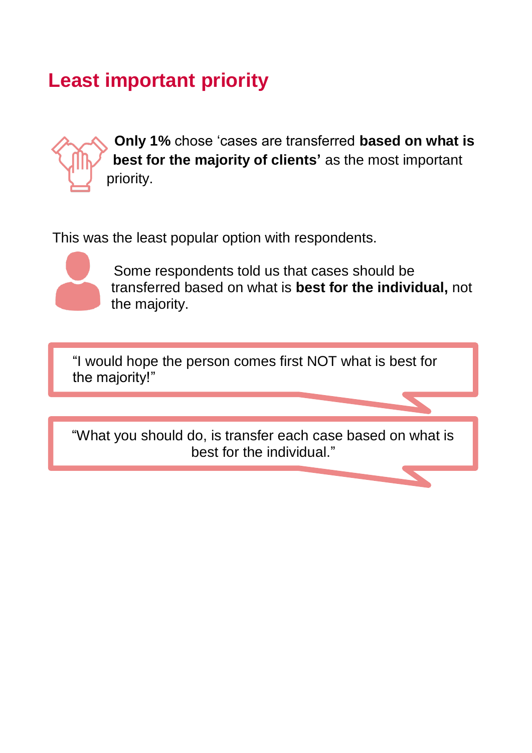## Least important priority

**Only 1%** chose 'cases are transferred **based on what is best for the majority of clients'** as the most important priority.

This was the least popular option with respondents.

Some respondents told us that cases should be transferred based on what is **best for the individual,** not the majority.

> "I would hope the person comes first NOT what is best for the majority!"

> "What you should do, is transfer each case based on what is best for the individual."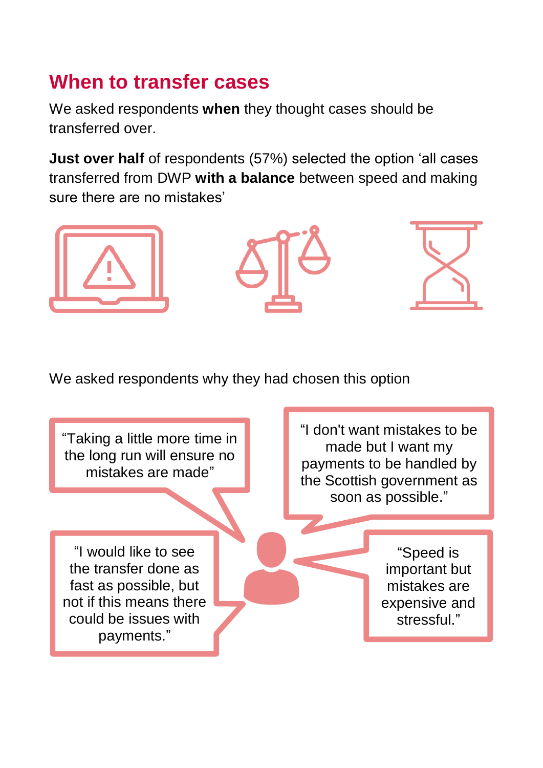## When to transfer cases

We asked respondents **when** they thought cases should be transferred over.

**Just over half** of respondents (57%) selected the option 'all cases transferred from DWP **with a balance** between speed and making sure there are no mistakes'

We asked respondents why they had chosen this option

"Taking a little more time in the long run will ensure no mistakes are made"

"I don't want mistakes to be made but I want my payments to be handled by the Scottish government as soon as possible."

"I would like to see the transfer done as fast as possible, but not if this means there could be issues with payments."

"Speed is important but mistakes are expensive and stressful."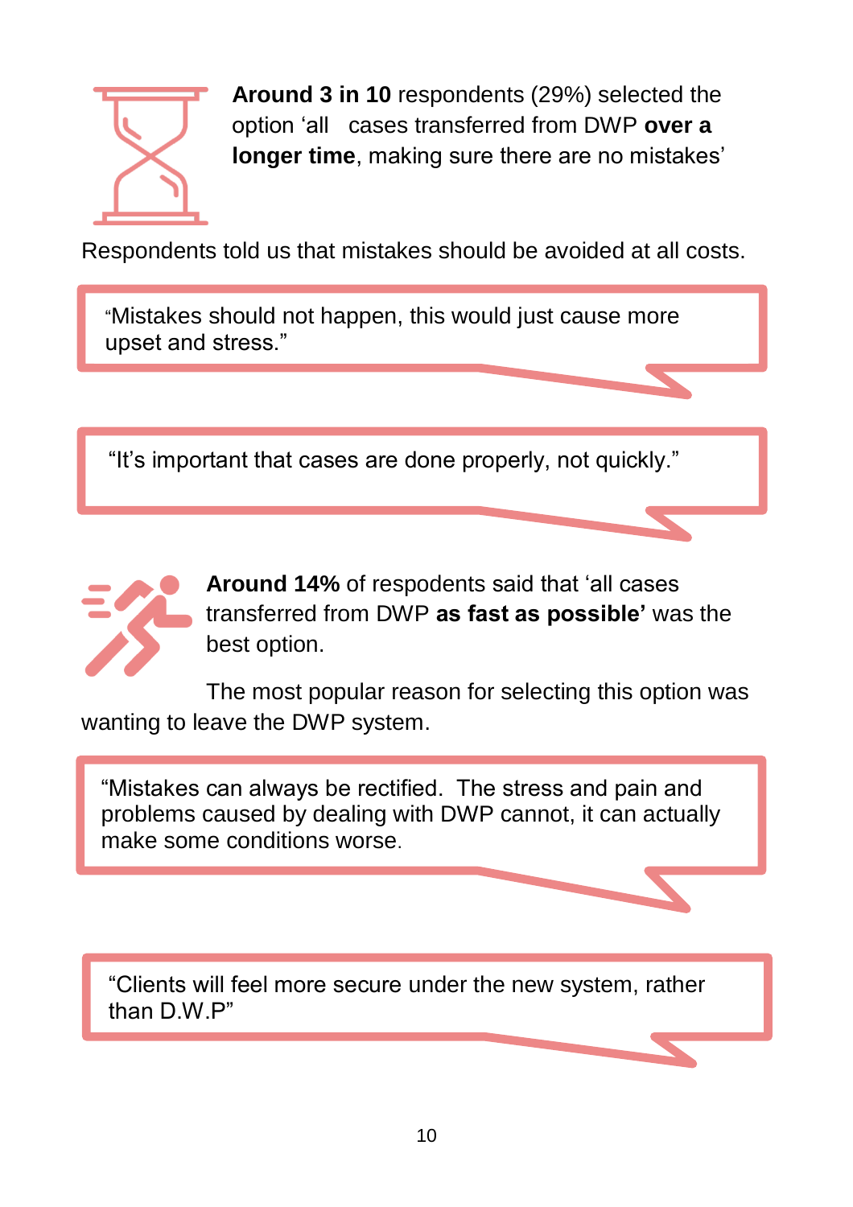**Around 3 in 10** respondents (29%) selected the option 'all cases transferred from DWP **over a longer time**, making sure there are no mistakes'

Respondents told us that mistakes should be avoided at all costs.

> "Mistakes should not happen, this would just cause more upset and stress."

> "It's important that cases are done properly, not quickly."

**Around 14%** of respodents said that 'all cases transferred from DWP **as fast as possible'** was the best option.

The most popular reason for selecting this option was wanting to leave the DWP system.

> "Mistakes can always be rectified. The stress and pain and problems caused by dealing with DWP cannot, it can actually make some conditions worse.

> "Clients will feel more secure under the new system, rather than D.W.P"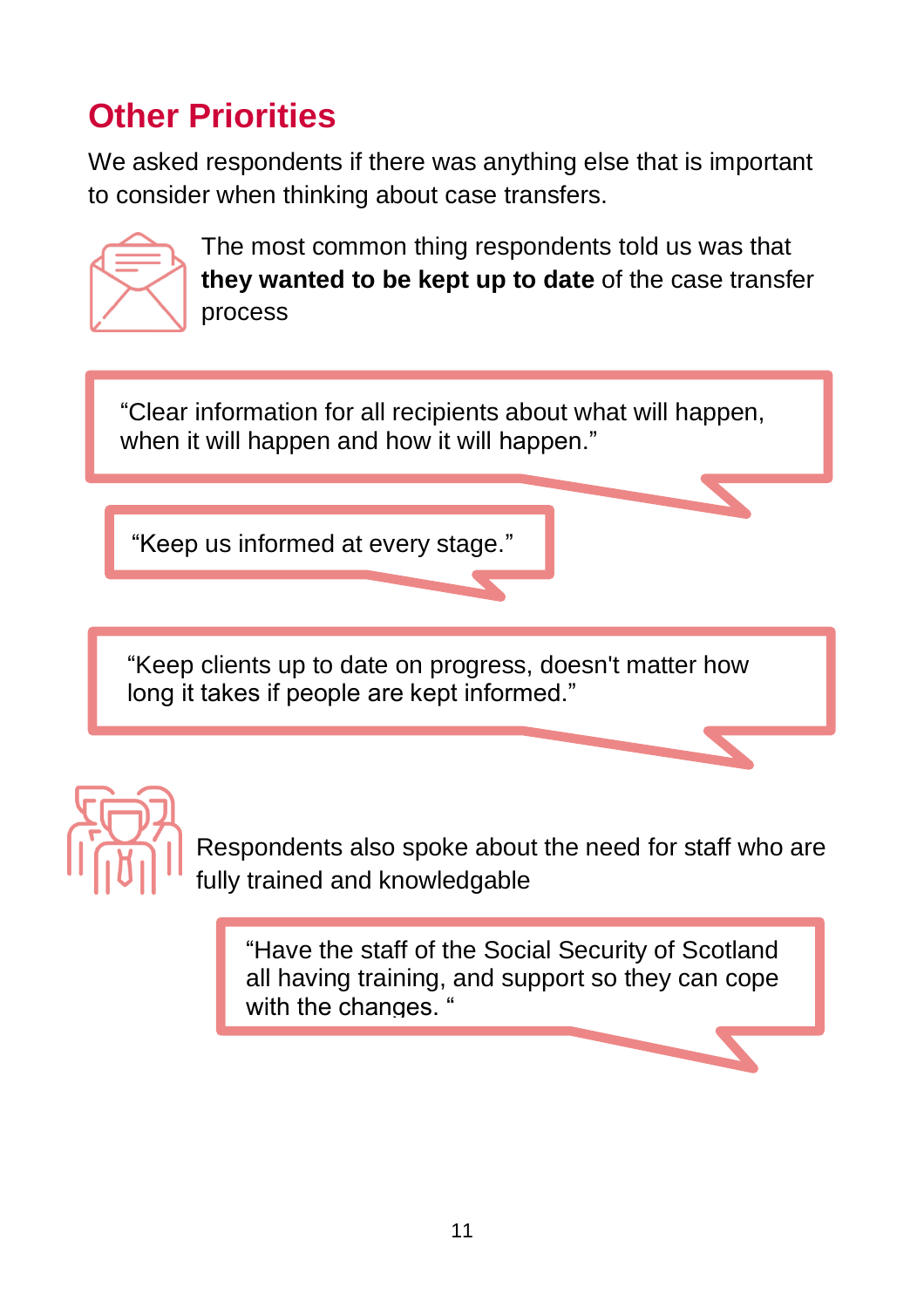## Other Priorities

We asked respondents if there was anything else that is important to consider when thinking about case transfers.

The most common thing respondents told us was that **they wanted to be kept up to date** of the case transfer process

> "Clear information for all recipients about what will happen, when it will happen and how it will happen."

> "Keep us informed at every stage."

> "Keep clients up to date on progress, doesn't matter how long it takes if people are kept informed."

Respondents also spoke about the need for staff who are fully trained and knowledgable

> "Have the staff of the Social Security of Scotland all having training, and support so they can cope with the changes. "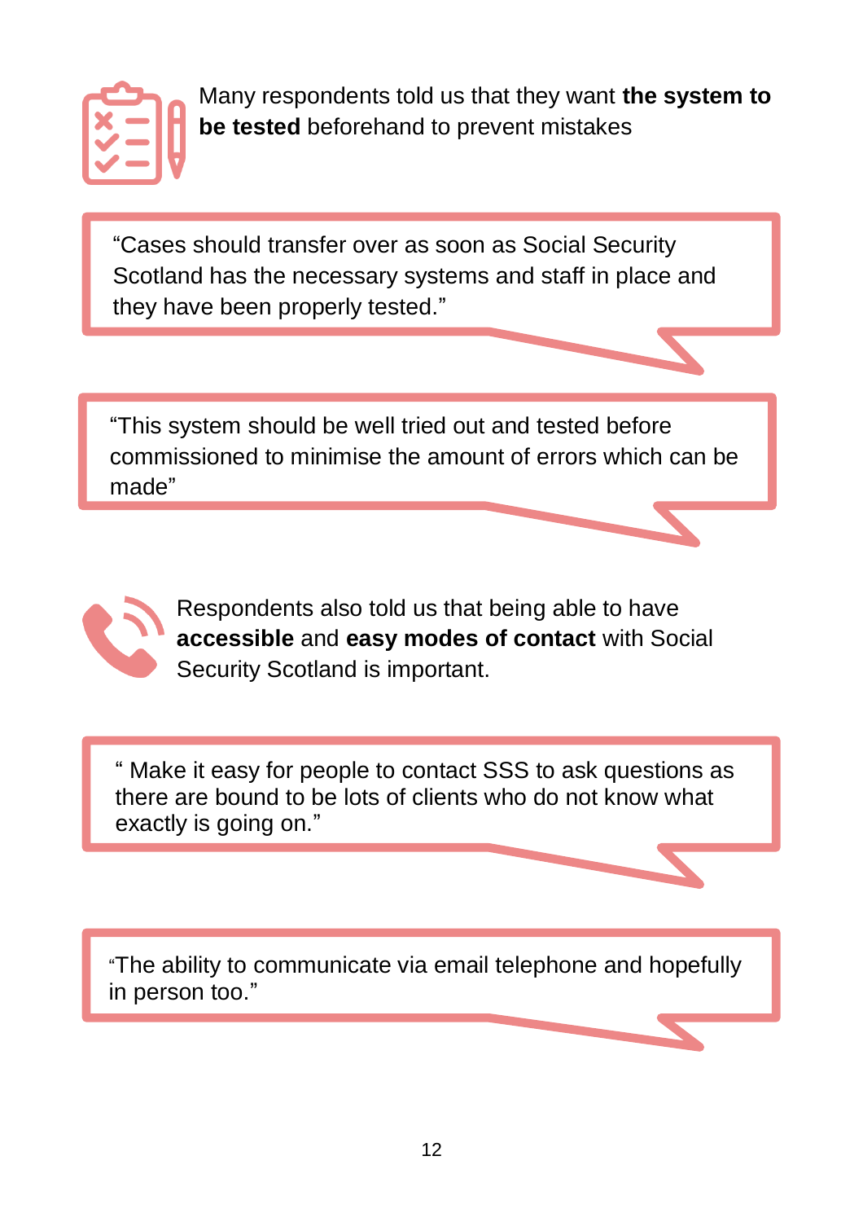Many respondents told us that they want **the system to be tested** beforehand to prevent mistakes

> "Cases should transfer over as soon as Social Security Scotland has the necessary systems and staff in place and they have been properly tested."

> "This system should be well tried out and tested before commissioned to minimise the amount of errors which can be made"

Respondents also told us that being able to have **accessible** and **easy modes of contact** with Social Security Scotland is important.

> " Make it easy for people to contact SSS to ask questions as there are bound to be lots of clients who do not know what exactly is going on."

> "The ability to communicate via email telephone and hopefully in person too."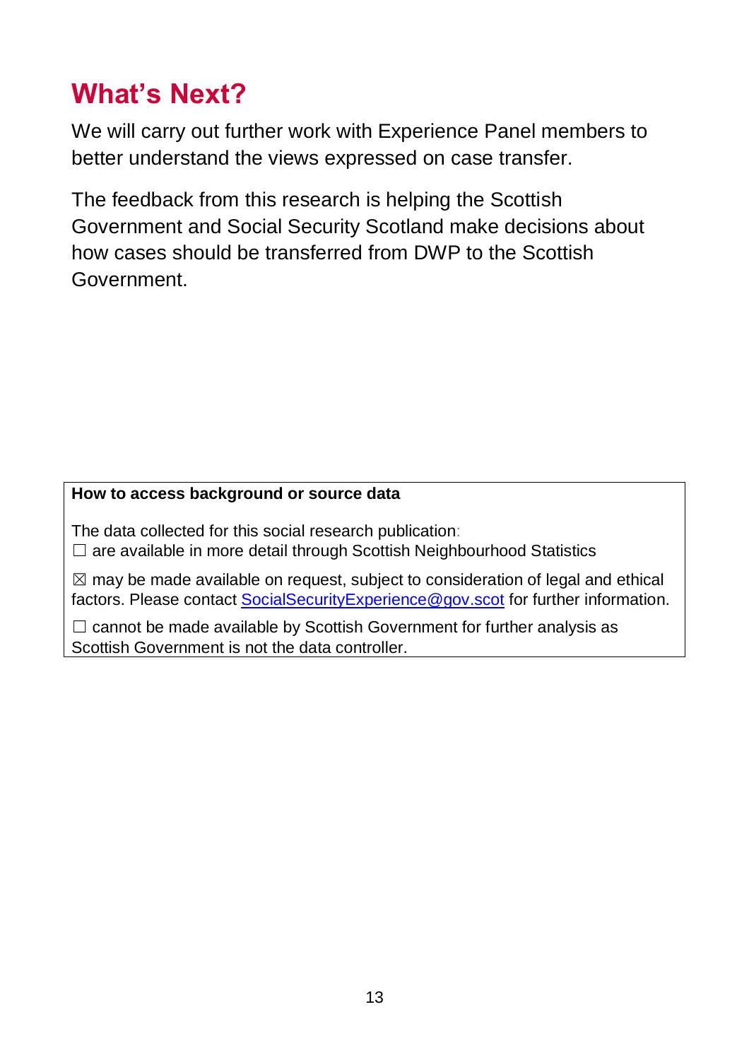# What's Next?

We will carry out further work with Experience Panel members to better understand the views expressed on case transfer.

The feedback from this research is helping the Scottish Government and Social Security Scotland make decisions about how cases should be transferred from DWP to the Scottish Government.

**How to access background or source data**

The data collected for this social research publication:

☐ are available in more detail through Scottish Neighbourhood Statistics

☒ may be made available on request, subject to consideration of legal and ethical factors. Please contact SocialSecurityExperience@gov.scot for further information.

☐ cannot be made available by Scottish Government for further analysis as Scottish Government is not the data controller.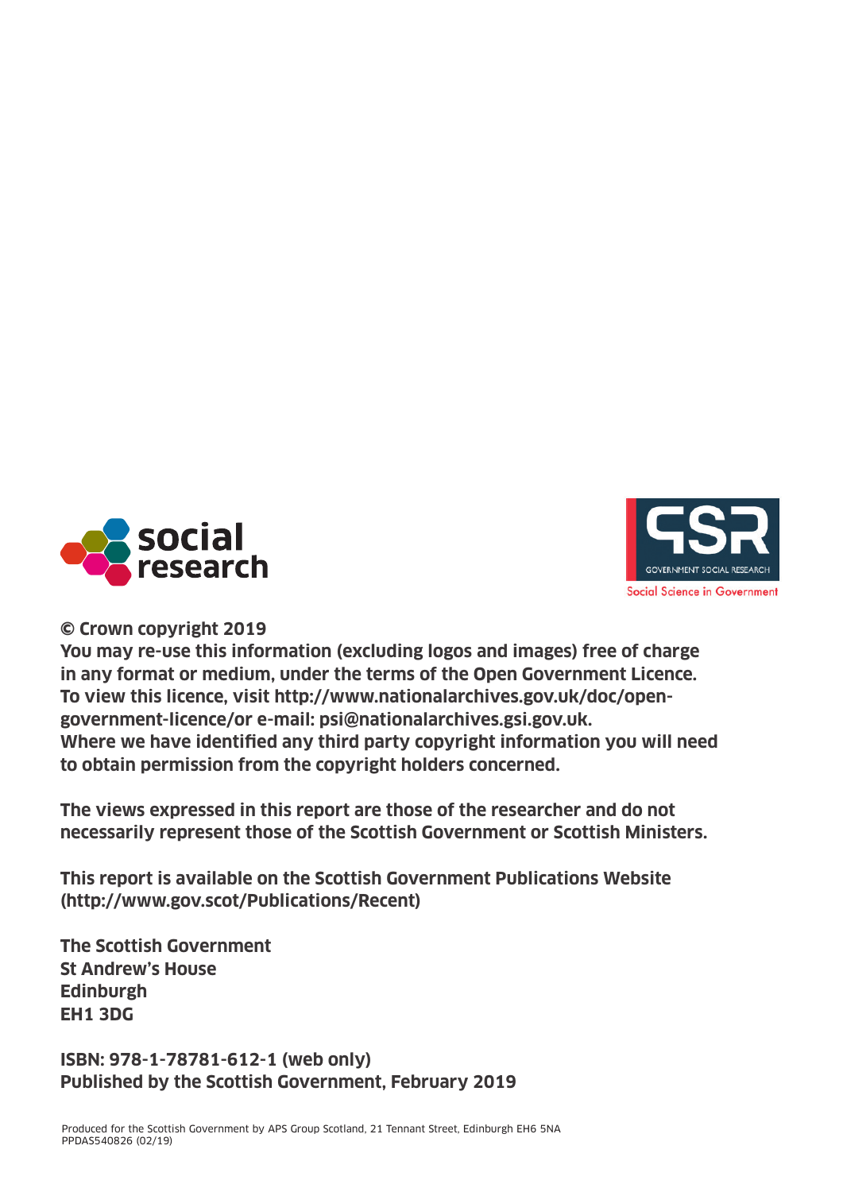**© Crown copyright 2019**
**You may re-use this information (excluding logos and images) free of charge in any format or medium, under the terms of the Open Government Licence. To view this licence, visit http://www.nationalarchives.gov.uk/doc/open-government-licence/or e-mail: psi@nationalarchives.gsi.gov.uk. Where we have identified any third party copyright information you will need to obtain permission from the copyright holders concerned.**

**The views expressed in this report are those of the researcher and do not necessarily represent those of the Scottish Government or Scottish Ministers.**

**This report is available on the Scottish Government Publications Website (http://www.gov.scot/Publications/Recent)**

**The Scottish Government**
**St Andrew's House**
**Edinburgh**
**EH1 3DG**

**ISBN: 978-1-78781-612-1 (web only)**
**Published by the Scottish Government, February 2019**

Produced for the Scottish Government by APS Group Scotland, 21 Tennant Street, Edinburgh EH6 5NA
PPDAS540826 (02/19)